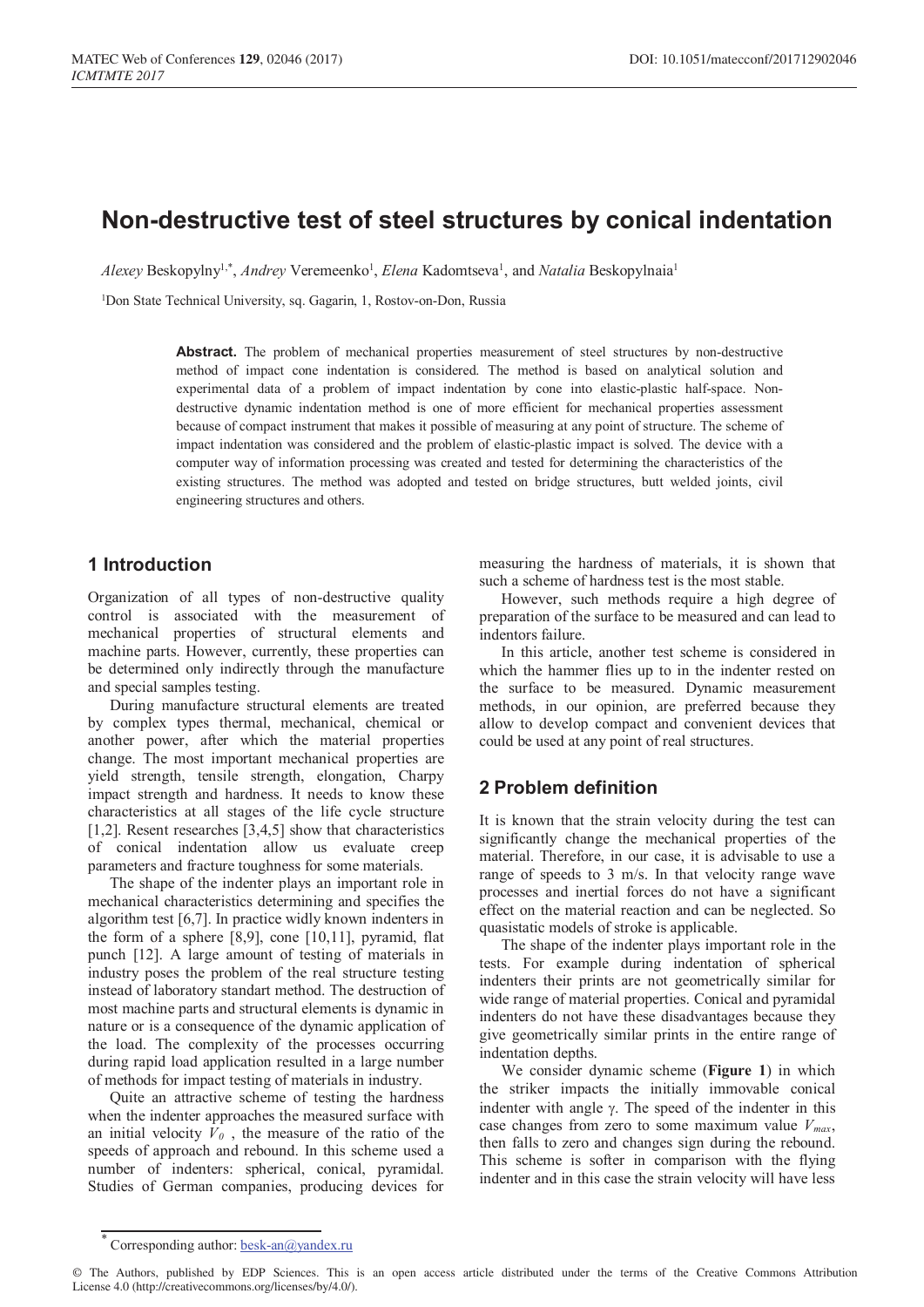# Non-destructive test of steel structures by conical indentation

*Alexey* Beskopylny[1,*], *Andrey* Veremeenko[1], *Elena* Kadomtseva[1], and *Natalia* Beskopylnaia[1]

[1]Don State Technical University, sq. Gagarin, 1, Rostov-on-Don, Russia

**Abstract.** The problem of mechanical properties measurement of steel structures by non-destructive method of impact cone indentation is considered. The method is based on analytical solution and experimental data of a problem of impact indentation by cone into elastic-plastic half-space. Non-destructive dynamic indentation method is one of more efficient for mechanical properties assessment because of compact instrument that makes it possible of measuring at any point of structure. The scheme of impact indentation was considered and the problem of elastic-plastic impact is solved. The device with a computer way of information processing was created and tested for determining the characteristics of the existing structures. The method was adopted and tested on bridge structures, butt welded joints, civil engineering structures and others.

## 1 Introduction

Organization of all types of non-destructive quality control is associated with the measurement of mechanical properties of structural elements and machine parts. However, currently, these properties can be determined only indirectly through the manufacture and special samples testing.

During manufacture structural elements are treated by complex types thermal, mechanical, chemical or another power, after which the material properties change. The most important mechanical properties are yield strength, tensile strength, elongation, Charpy impact strength and hardness. It needs to know these characteristics at all stages of the life cycle structure [1,2]. Resent researches [3,4,5] show that characteristics of conical indentation allow us evaluate creep parameters and fracture toughness for some materials.

The shape of the indenter plays an important role in mechanical characteristics determining and specifies the algorithm test [6,7]. In practice widly known indenters in the form of a sphere [8,9], cone [10,11], pyramid, flat punch [12]. A large amount of testing of materials in industry poses the problem of the real structure testing instead of laboratory standart method. The destruction of most machine parts and structural elements is dynamic in nature or is a consequence of the dynamic application of the load. The complexity of the processes occurring during rapid load application resulted in a large number of methods for impact testing of materials in industry.

Quite an attractive scheme of testing the hardness when the indenter approaches the measured surface with an initial velocity $V_0$ , the measure of the ratio of the speeds of approach and rebound. In this scheme used a number of indenters: spherical, conical, pyramidal. Studies of German companies, producing devices for measuring the hardness of materials, it is shown that such a scheme of hardness test is the most stable.

However, such methods require a high degree of preparation of the surface to be measured and can lead to indentors failure.

In this article, another test scheme is considered in which the hammer flies up to in the indenter rested on the surface to be measured. Dynamic measurement methods, in our opinion, are preferred because they allow to develop compact and convenient devices that could be used at any point of real structures.

## 2 Problem definition

It is known that the strain velocity during the test can significantly change the mechanical properties of the material. Therefore, in our case, it is advisable to use a range of speeds to 3 m/s. In that velocity range wave processes and inertial forces do not have a significant effect on the material reaction and can be neglected. So quasistatic models of stroke is applicable.

The shape of the indenter plays important role in the tests. For example during indentation of spherical indenters their prints are not geometrically similar for wide range of material properties. Conical and pyramidal indenters do not have these disadvantages because they give geometrically similar prints in the entire range of indentation depths.

We consider dynamic scheme (**Figure 1**) in which the striker impacts the initially immovable conical indenter with angle γ. The speed of the indenter in this case changes from zero to some maximum value $V_{max}$, then falls to zero and changes sign during the rebound. This scheme is softer in comparison with the flying indenter and in this case the strain velocity will have less

* Corresponding author: besk-an@yandex.ru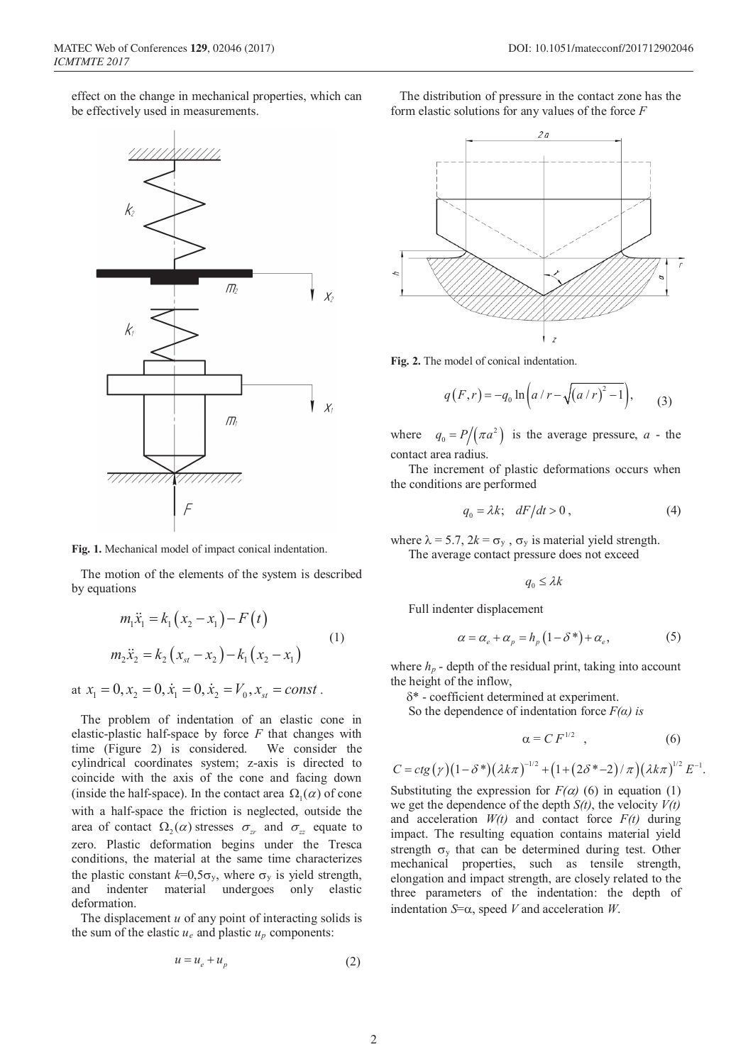effect on the change in mechanical properties, which can be effectively used in measurements.

**Fig. 1.** Mechanical model of impact conical indentation.

The motion of the elements of the system is described by equations

$$
\begin{aligned}
m_1\ddot{x}_1 &= k_1\left(x_2 - x_1\right) - F\left(t\right) \\
m_2\ddot{x}_2 &= k_2\left(x_{st} - x_2\right) - k_1\left(x_2 - x_1\right)
\end{aligned} \tag{1}
$$

at $x_1 = 0, x_2 = 0, \dot{x}_1 = 0, \dot{x}_2 = V_0, x_{st} = const$.

The problem of indentation of an elastic cone in elastic-plastic half-space by force $F$ that changes with time (Figure 2) is considered. We consider the cylindrical coordinates system; z-axis is directed to coincide with the axis of the cone and facing down (inside the half-space). In the contact area $\Omega_1(\alpha)$ of cone with a half-space the friction is neglected, outside the area of contact $\Omega_2(\alpha)$ stresses $\sigma_{zr}$ and $\sigma_{zz}$ equate to zero. Plastic deformation begins under the Tresca conditions, the material at the same time characterizes the plastic constant $k$=0,5$\sigma_y$, where $\sigma_y$ is yield strength, and indenter material undergoes only elastic deformation.

The displacement $u$ of any point of interacting solids is the sum of the elastic $u_e$ and plastic $u_p$ components:

$$u = u_e + u_p \tag{2}$$

The distribution of pressure in the contact zone has the form elastic solutions for any values of the force $F$

**Fig. 2.** The model of conical indentation.

$$q\left(F,r\right) = -q_0 \ln\left(a/r - \sqrt{\left(a/r\right)^2 - 1}\right), \tag{3}$$

where $q_0 = P/\left(\pi a^2\right)$ is the average pressure, $a$ - the contact area radius.

The increment of plastic deformations occurs when the conditions are performed

$$q_0 = \lambda k; \quad dF/dt > 0, \tag{4}$$

where $\lambda$ = 5.7, 2$k$ = $\sigma_y$ , $\sigma_y$ is material yield strength.

The average contact pressure does not exceed

$$q_0 \le \lambda k$$

Full indenter displacement

$$\alpha = \alpha_e + \alpha_p = h_p\left(1 - \delta^*\right) + \alpha_e, \tag{5}$$

where $h_p$ - depth of the residual print, taking into account the height of the inflow,

$\delta^*$ - coefficient determined at experiment.

So the dependence of indentation force *F(α) is*

$$\alpha = C\,F^{1/2}\ , \tag{6}$$

$$C = ctg\left(\gamma\right)\left(1-\delta^*\right)\left(\lambda k\pi\right)^{-1/2} + \left(1+\left(2\delta^* - 2\right)/\pi\right)\left(\lambda k\pi\right)^{1/2} E^{-1}.$$

Substituting the expression for $F(\alpha)$ (6) in equation (1) we get the dependence of the depth $S(t)$, the velocity $V(t)$ and acceleration $W(t)$ and contact force $F(t)$ during impact. The resulting equation contains material yield strength $\sigma_y$ that can be determined during test. Other mechanical properties, such as tensile strength, elongation and impact strength, are closely related to the three parameters of the indentation: the depth of indentation $S$=$\alpha$, speed $V$ and acceleration $W$.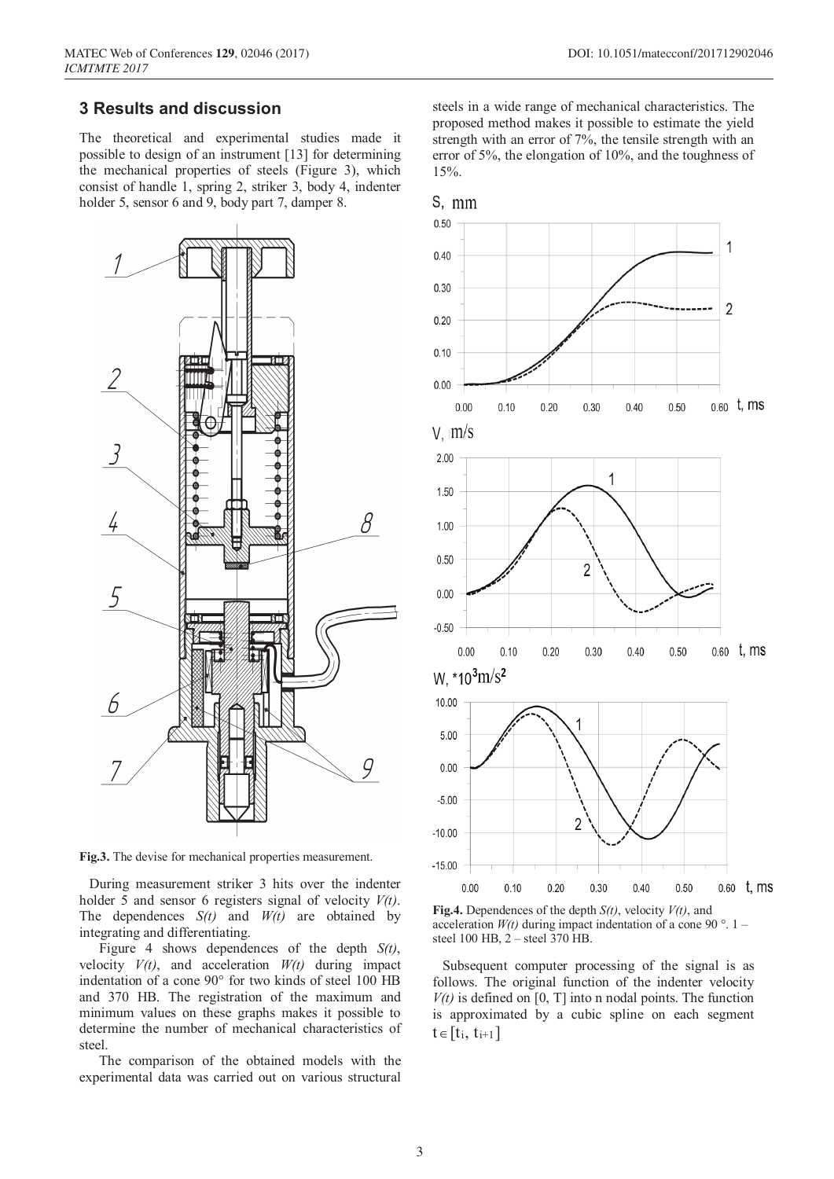## 3 Results and discussion

The theoretical and experimental studies made it possible to design of an instrument [13] for determining the mechanical properties of steels (Figure 3), which consist of handle 1, spring 2, striker 3, body 4, indenter holder 5, sensor 6 and 9, body part 7, damper 8.

**Fig.3.** The devise for mechanical properties measurement.

During measurement striker 3 hits over the indenter holder 5 and sensor 6 registers signal of velocity $V(t)$. The dependences $S(t)$ and $W(t)$ are obtained by integrating and differentiating.

Figure 4 shows dependences of the depth $S(t)$, velocity $V(t)$, and acceleration $W(t)$ during impact indentation of a cone 90° for two kinds of steel 100 HB and 370 HB. The registration of the maximum and minimum values on these graphs makes it possible to determine the number of mechanical characteristics of steel.

The comparison of the obtained models with the experimental data was carried out on various structural steels in a wide range of mechanical characteristics. The proposed method makes it possible to estimate the yield strength with an error of 7%, the tensile strength with an error of 5%, the elongation of 10%, and the toughness of 15%.

**Fig.4.** Dependences of the depth $S(t)$, velocity $V(t)$, and acceleration $W(t)$ during impact indentation of a cone 90 °. 1 – steel 100 HB, 2 – steel 370 HB.

Subsequent computer processing of the signal is as follows. The original function of the indenter velocity $V(t)$ is defined on [0, T] into n nodal points. The function is approximated by a cubic spline on each segment $t \in [t_i, t_{i+1}]$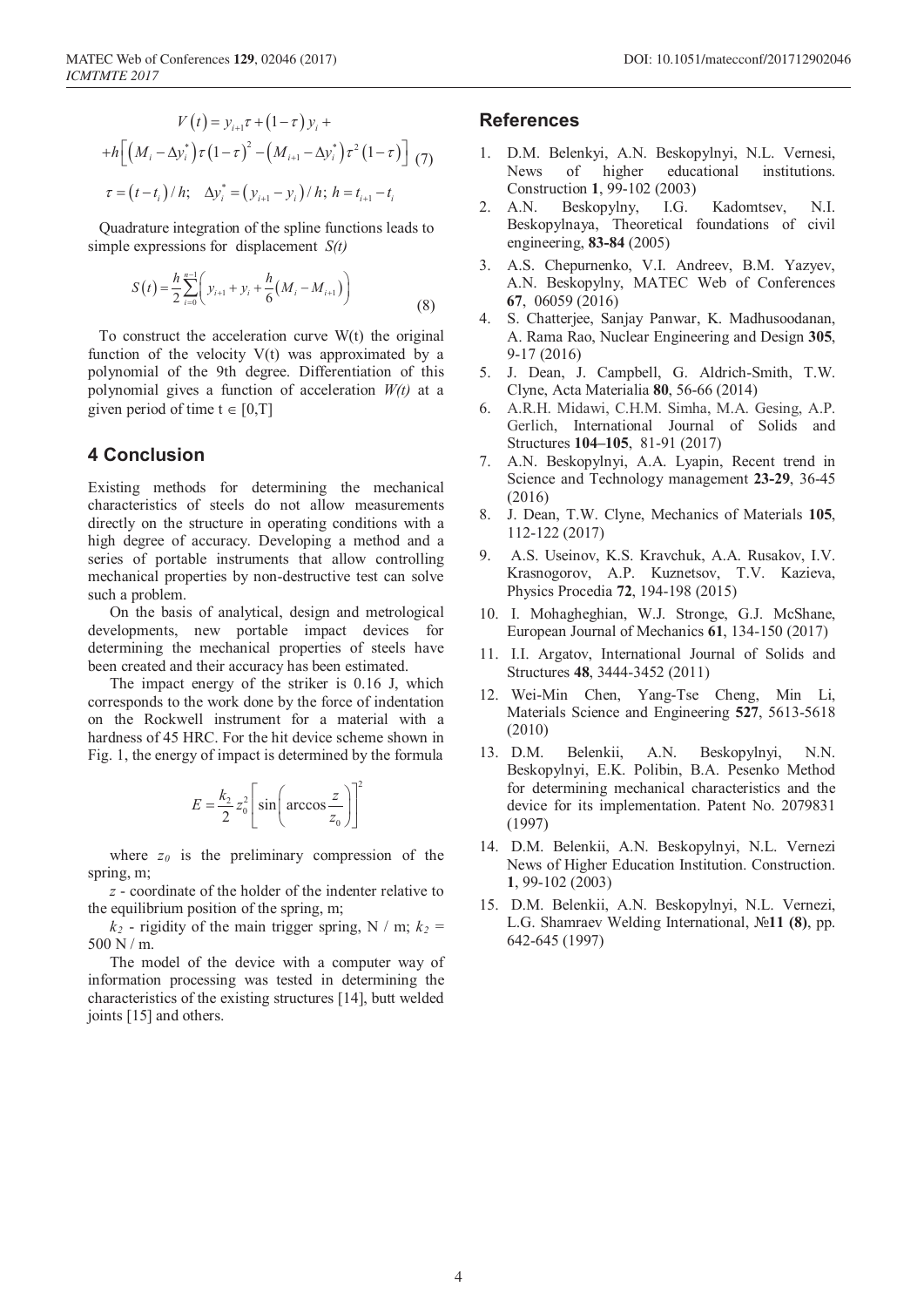$$V(t) = y_{i+1}\tau + (1-\tau)\, y_i +$$
$$+h\left[\left(M_i - \Delta y_i^*\right)\tau(1-\tau)^2 - \left(M_{i+1} - \Delta y_i^*\right)\tau^2(1-\tau)\right] \quad (7)$$
$$\tau = (t - t_i)/h; \quad \Delta y_i^* = (y_{i+1} - y_i)/h; \; h = t_{i+1} - t_i$$

Quadrature integration of the spline functions leads to simple expressions for displacement *S(t)*

$$S(t) = \frac{h}{2}\sum_{i=0}^{n-1}\left(y_{i+1} + y_i + \frac{h}{6}\left(M_i - M_{i+1}\right)\right) \quad (8)$$

To construct the acceleration curve W(t) the original function of the velocity V(t) was approximated by a polynomial of the 9th degree. Differentiation of this polynomial gives a function of acceleration *W(t)* at a given period of time $t \in [0,T]$

## 4 Conclusion

Existing methods for determining the mechanical characteristics of steels do not allow measurements directly on the structure in operating conditions with a high degree of accuracy. Developing a method and a series of portable instruments that allow controlling mechanical properties by non-destructive test can solve such a problem.

On the basis of analytical, design and metrological developments, new portable impact devices for determining the mechanical properties of steels have been created and their accuracy has been estimated.

The impact energy of the striker is 0.16 J, which corresponds to the work done by the force of indentation on the Rockwell instrument for a material with a hardness of 45 HRC. For the hit device scheme shown in Fig. 1, the energy of impact is determined by the formula

$$E = \frac{k_2}{2} z_0^2 \left[\sin\left(\arccos\frac{z}{z_0}\right)\right]^2$$

where $z_0$ is the preliminary compression of the spring, m;

$z$ - coordinate of the holder of the indenter relative to the equilibrium position of the spring, m;

$k_2$ - rigidity of the main trigger spring, N / m; $k_2$ = 500 N / m.

The model of the device with a computer way of information processing was tested in determining the characteristics of the existing structures [14], butt welded joints [15] and others.

## References

1. D.M. Belenkyi, A.N. Beskopylnyi, N.L. Vernesi, News of higher educational institutions. Construction **1**, 99-102 (2003)
2. A.N. Beskopylny, I.G. Kadomtsev, N.I. Beskopylnaya, Theoretical foundations of civil engineering, **83-84** (2005)
3. A.S. Chepurnenko, V.I. Andreev, B.M. Yazyev, A.N. Beskopylny, MATEC Web of Conferences **67**, 06059 (2016)
4. S. Chatterjee, Sanjay Panwar, K. Madhusoodanan, A. Rama Rao, Nuclear Engineering and Design **305**, 9-17 (2016)
5. J. Dean, J. Campbell, G. Aldrich-Smith, T.W. Clyne, Acta Materialia **80**, 56-66 (2014)
6. A.R.H. Midawi, C.H.M. Simha, M.A. Gesing, A.P. Gerlich, International Journal of Solids and Structures **104–105**, 81-91 (2017)
7. A.N. Beskopylnyi, A.A. Lyapin, Recent trend in Science and Technology management **23-29**, 36-45 (2016)
8. J. Dean, T.W. Clyne, Mechanics of Materials **105**, 112-122 (2017)
9. A.S. Useinov, K.S. Kravchuk, A.A. Rusakov, I.V. Krasnogorov, A.P. Kuznetsov, T.V. Kazieva, Physics Procedia **72**, 194-198 (2015)
10. I. Mohagheghian, W.J. Stronge, G.J. McShane, European Journal of Mechanics **61**, 134-150 (2017)
11. I.I. Argatov, International Journal of Solids and Structures **48**, 3444-3452 (2011)
12. Wei-Min Chen, Yang-Tse Cheng, Min Li, Materials Science and Engineering **527**, 5613-5618 (2010)
13. D.M. Belenkii, A.N. Beskopylnyi, N.N. Beskopylnyi, E.K. Polibin, B.A. Pesenko Method for determining mechanical characteristics and the device for its implementation. Patent No. 2079831 (1997)
14. D.M. Belenkii, A.N. Beskopylnyi, N.L. Vernezi News of Higher Education Institution. Construction. **1**, 99-102 (2003)
15. D.M. Belenkii, A.N. Beskopylnyi, N.L. Vernezi, L.G. Shamraev Welding International, №**11 (8)**, pp. 642-645 (1997)